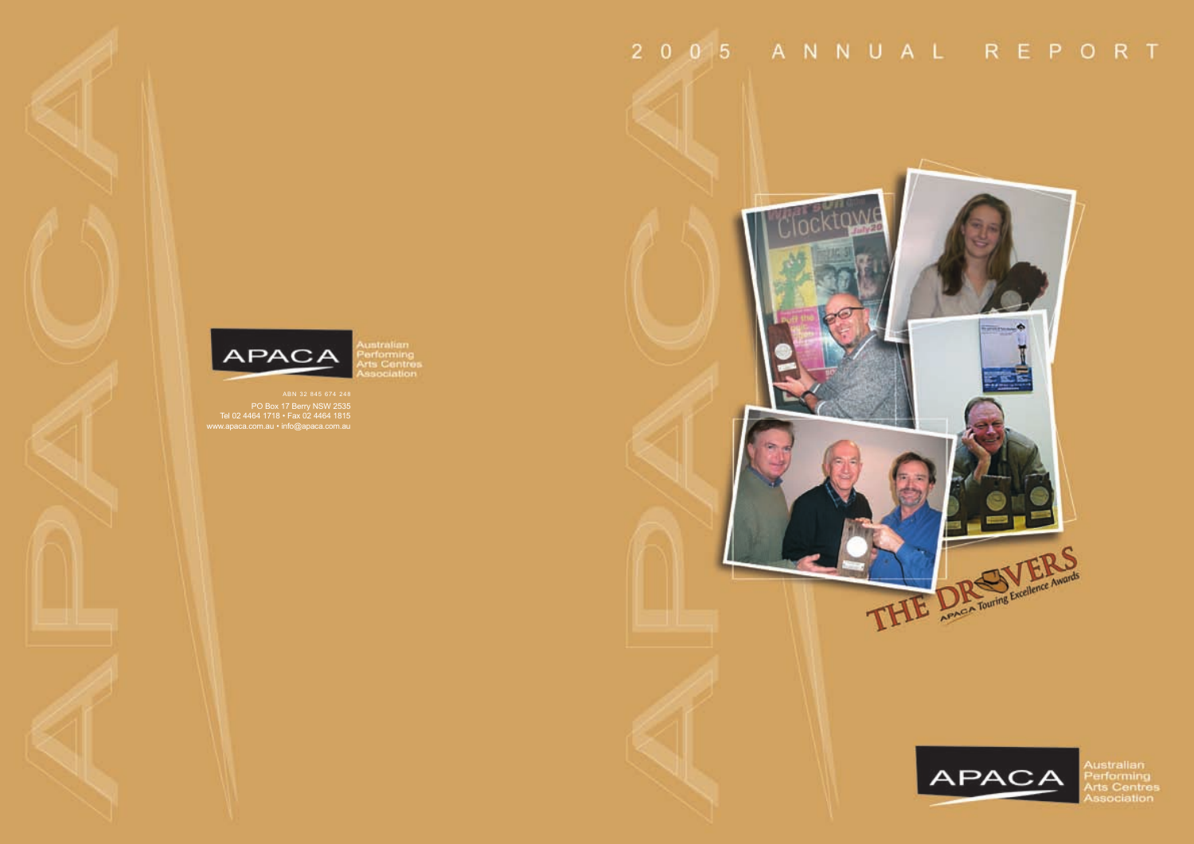# 2005 ANNUAL REPORT

APACA Australian Performing Arts Centres Association

ABN 32 845 674 248

PO Box 17 Berry NSW 2535
Tel 02 4464 1718 • Fax 02 4464 1815
www.apaca.com.au • info@apaca.com.au

THE DROVERS APACA Touring Excellence Awards

APACA Australian Performing Arts Centres Association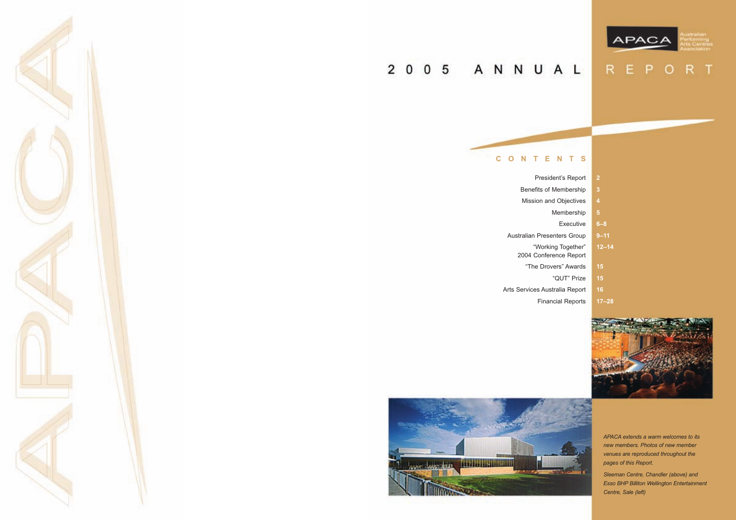APACA Australian Performing Arts Centres Association

# 2005 ANNUAL REPORT

## CONTENTS

| | |
|---|---|
| President's Report | 2 |
| Benefits of Membership | 3 |
| Mission and Objectives | 4 |
| Membership | 5 |
| Executive | 6–8 |
| Australian Presenters Group | 9–11 |
| "Working Together" 2004 Conference Report | 12–14 |
| "The Drovers" Awards | 15 |
| "QUT" Prize | 15 |
| Arts Services Australia Report | 16 |
| Financial Reports | 17–28 |

*APACA extends a warm welcomes to its new members. Photos of new member venues are reproduced throughout the pages of this Report.*

*Sleeman Centre, Chandler (above) and Esso BHP Billiton Wellington Entertainment Centre, Sale (left)*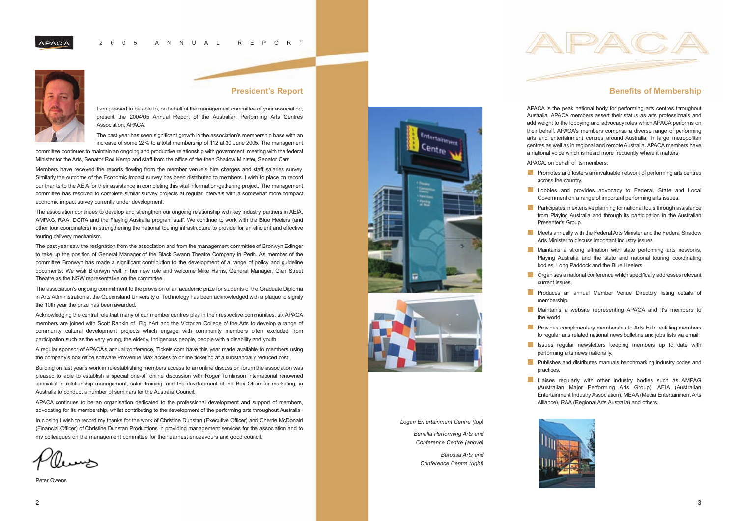## President's Report

I am pleased to be able to, on behalf of the management committee of your association, present the 2004/05 Annual Report of the Australian Performing Arts Centres Association, APACA.

The past year has seen significant growth in the association's membership base with an increase of some 22% to a total membership of 112 at 30 June 2005. The management committee continues to maintain an ongoing and productive relationship with government, meeting with the federal Minister for the Arts, Senator Rod Kemp and staff from the office of the then Shadow Minister, Senator Carr.

Members have received the reports flowing from the member venue's hire charges and staff salaries survey. Similarly the outcome of the Economic Impact survey has been distributed to members. I wish to place on record our thanks to the AEIA for their assistance in completing this vital information-gathering project. The management committee has resolved to complete similar survey projects at regular intervals with a somewhat more compact economic impact survey currently under development.

The association continues to develop and strengthen our ongoing relationship with key industry partners in AEIA, AMPAG, RAA, DCITA and the Playing Australia program staff. We continue to work with the Blue Heelers (and other tour coordinators) in strengthening the national touring infrastructure to provide for an efficient and effective touring delivery mechanism.

The past year saw the resignation from the association and from the management committee of Bronwyn Edinger to take up the position of General Manager of the Black Swann Theatre Company in Perth. As member of the committee Bronwyn has made a significant contribution to the development of a range of policy and guideline documents. We wish Bronwyn well in her new role and welcome Mike Harris, General Manager, Glen Street Theatre as the NSW representative on the committee.

The association's ongoing commitment to the provision of an academic prize for students of the Graduate Diploma in Arts Administration at the Queensland University of Technology has been acknowledged with a plaque to signify the 10th year the prize has been awarded.

Acknowledging the central role that many of our member centres play in their respective communities, six APACA members are joined with Scott Rankin of Big hArt and the Victorian College of the Arts to develop a range of community cultural development projects which engage with community members often excluded from participation such as the very young, the elderly, Indigenous people, people with a disability and youth.

A regular sponsor of APACA's annual conference, Tickets.com have this year made available to members using the company's box office software ProVenue Max access to online ticketing at a substancially reduced cost.

Building on last year's work in re-establishing members access to an online discussion forum the association was pleased to able to establish a special one-off online discussion with Roger Tomlinson international renowned specialist in relationship management, sales training, and the development of the Box Office for marketing, in Australia to conduct a number of seminars for the Australia Council.

APACA continues to be an organisation dedicated to the professional development and support of members, advocating for its membership, whilst contributing to the development of the performing arts throughout Australia.

In closing I wish to record my thanks for the work of Christine Dunstan (Executive Officer) and Cherrie McDonald (Financial Officer) of Christine Dunstan Productions in providing management services for the association and to my colleagues on the management committee for their earnest endeavours and good council.

Peter Owens

*Logan Entertainment Centre (top)*

*Benalla Performing Arts and Conference Centre (above)*

*Barossa Arts and Conference Centre (right)*

## Benefits of Membership

APACA is the peak national body for performing arts centres throughout Australia. APACA members assert their status as arts professionals and add weight to the lobbying and advocacy roles which APACA performs on their behalf. APACA's members comprise a diverse range of performing arts and entertainment centres around Australia, in large metropolitan centres as well as in regional and remote Australia. APACA members have a national voice which is heard more frequently where it matters.

APACA, on behalf of its members:

- Promotes and fosters an invaluable network of performing arts centres across the country.
- Lobbies and provides advocacy to Federal, State and Local Government on a range of important performing arts issues.
- Participates in extensive planning for national tours through assistance from Playing Australia and through its participation in the Australian Presenter's Group.
- Meets annually with the Federal Arts Minister and the Federal Shadow Arts Minister to discuss important industry issues.
- Maintains a strong affiliation with state performing arts networks, Playing Australia and the state and national touring coordinating bodies, Long Paddock and the Blue Heelers.
- Organises a national conference which specifically addresses relevant current issues.
- Produces an annual Member Venue Directory listing details of membership.
- Maintains a website representing APACA and it's members to the world.
- Provides complimentary membership to Arts Hub, entitling members to regular arts related national news bulletins and jobs lists via email.
- Issues regular newsletters keeping members up to date with performing arts news nationally.
- Publishes and distributes manuals benchmarking industry codes and practices.
- Liaises regularly with other industry bodies such as AMPAG (Australian Major Performing Arts Group), AEIA (Australian Entertainment Industry Association), MEAA (Media Entertainment Arts Alliance), RAA (Regional Arts Australia) and others.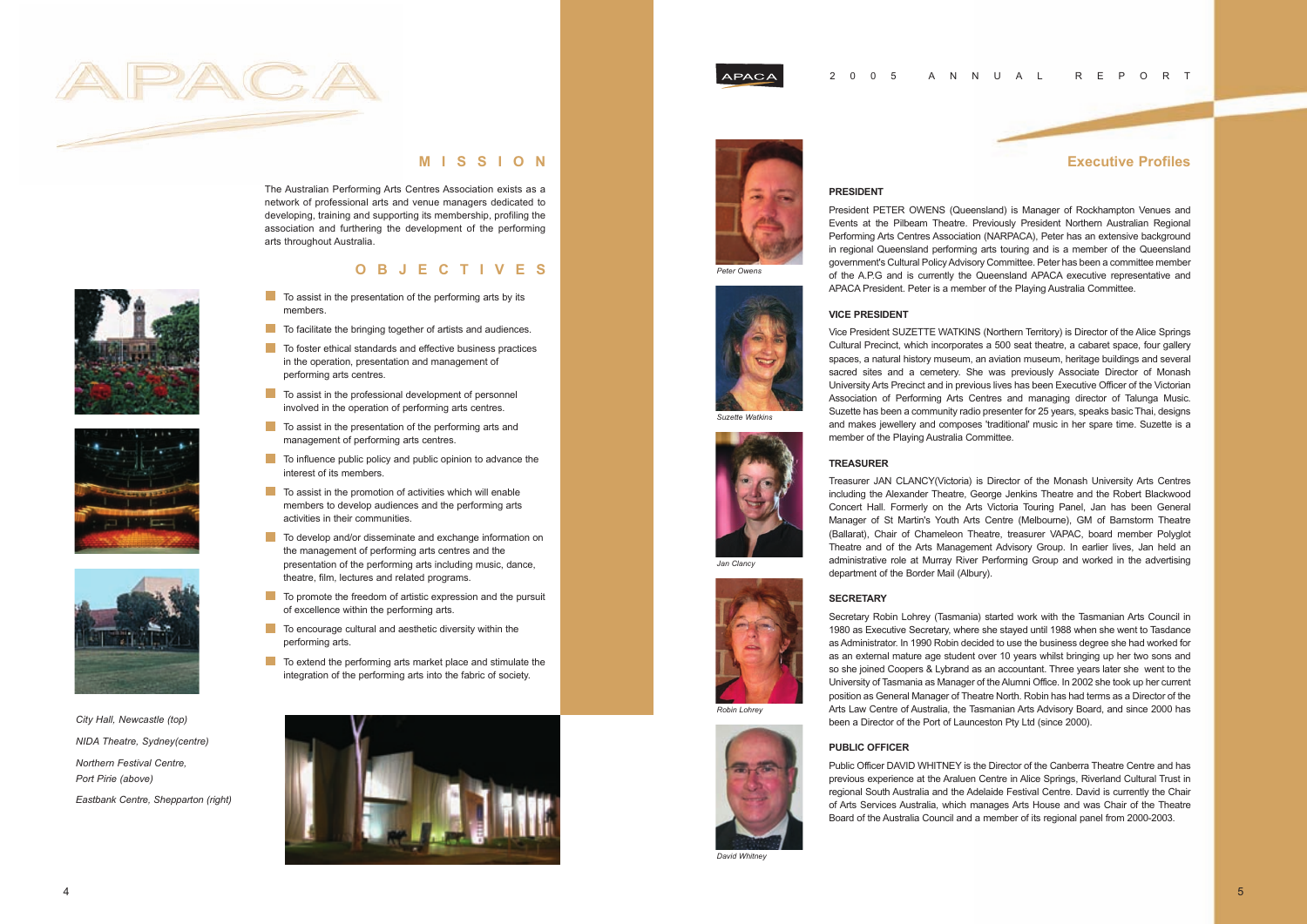# MISSION

The Australian Performing Arts Centres Association exists as a network of professional arts and venue managers dedicated to developing, training and supporting its membership, profiling the association and furthering the development of the performing arts throughout Australia.

# OBJECTIVES

- To assist in the presentation of the performing arts by its members.
- To facilitate the bringing together of artists and audiences.
- To foster ethical standards and effective business practices in the operation, presentation and management of performing arts centres.
- To assist in the professional development of personnel involved in the operation of performing arts centres.
- To assist in the presentation of the performing arts and management of performing arts centres.
- To influence public policy and public opinion to advance the interest of its members.
- To assist in the promotion of activities which will enable members to develop audiences and the performing arts activities in their communities.
- To develop and/or disseminate and exchange information on the management of performing arts centres and the presentation of the performing arts including music, dance, theatre, film, lectures and related programs.
- To promote the freedom of artistic expression and the pursuit of excellence within the performing arts.
- To encourage cultural and aesthetic diversity within the performing arts.
- To extend the performing arts market place and stimulate the integration of the performing arts into the fabric of society.

*City Hall, Newcastle (top)*

*NIDA Theatre, Sydney(centre)*

*Northern Festival Centre, Port Pirie (above)*

*Eastbank Centre, Shepparton (right)*

# Executive Profiles

### PRESIDENT

President PETER OWENS (Queensland) is Manager of Rockhampton Venues and Events at the Pilbeam Theatre. Previously President Northern Australian Regional Performing Arts Centres Association (NARPACA), Peter has an extensive background in regional Queensland performing arts touring and is a member of the Queensland government's Cultural Policy Advisory Committee. Peter has been a committee member of the A.P.G and is currently the Queensland APACA executive representative and APACA President. Peter is a member of the Playing Australia Committee.

*Peter Owens*

### VICE PRESIDENT

Vice President SUZETTE WATKINS (Northern Territory) is Director of the Alice Springs Cultural Precinct, which incorporates a 500 seat theatre, a cabaret space, four gallery spaces, a natural history museum, an aviation museum, heritage buildings and several sacred sites and a cemetery. She was previously Associate Director of Monash University Arts Precinct and in previous lives has been Executive Officer of the Victorian Association of Performing Arts Centres and managing director of Talunga Music. Suzette has been a community radio presenter for 25 years, speaks basic Thai, designs and makes jewellery and composes 'traditional' music in her spare time. Suzette is a member of the Playing Australia Committee.

*Suzette Watkins*

### TREASURER

Treasurer JAN CLANCY(Victoria) is Director of the Monash University Arts Centres including the Alexander Theatre, George Jenkins Theatre and the Robert Blackwood Concert Hall. Formerly on the Arts Victoria Touring Panel, Jan has been General Manager of St Martin's Youth Arts Centre (Melbourne), GM of Barnstorm Theatre (Ballarat), Chair of Chameleon Theatre, treasurer VAPAC, board member Polyglot Theatre and of the Arts Management Advisory Group. In earlier lives, Jan held an administrative role at Murray River Performing Group and worked in the advertising department of the Border Mail (Albury).

*Jan Clancy*

### SECRETARY

Secretary Robin Lohrey (Tasmania) started work with the Tasmanian Arts Council in 1980 as Executive Secretary, where she stayed until 1988 when she went to Tasdance as Administrator. In 1990 Robin decided to use the business degree she had worked for as an external mature age student over 10 years whilst bringing up her two sons and so she joined Coopers & Lybrand as an accountant. Three years later she went to the University of Tasmania as Manager of the Alumni Office. In 2002 she took up her current position as General Manager of Theatre North. Robin has had terms as a Director of the Arts Law Centre of Australia, the Tasmanian Arts Advisory Board, and since 2000 has been a Director of the Port of Launceston Pty Ltd (since 2000).

*Robin Lohrey*

### PUBLIC OFFICER

Public Officer DAVID WHITNEY is the Director of the Canberra Theatre Centre and has previous experience at the Araluen Centre in Alice Springs, Riverland Cultural Trust in regional South Australia and the Adelaide Festival Centre. David is currently the Chair of Arts Services Australia, which manages Arts House and was Chair of the Theatre Board of the Australia Council and a member of its regional panel from 2000-2003.

*David Whitney*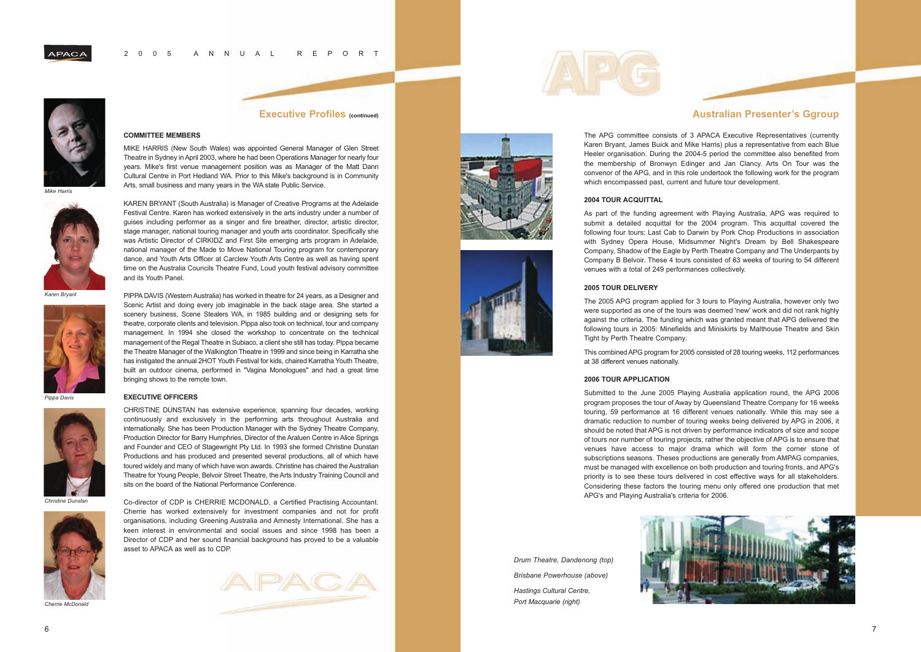## Executive Profiles (continued)

### COMMITTEE MEMBERS

MIKE HARRIS (New South Wales) was appointed General Manager of Glen Street Theatre in Sydney in April 2003, where he had been Operations Manager for nearly four years. Mike's first venue management position was as Manager of the Matt Dann Cultural Centre in Port Hedland WA. Prior to this Mike's background is in Community Arts, small business and many years in the WA state Public Service.

*Mike Harris*

KAREN BRYANT (South Australia) is Manager of Creative Programs at the Adelaide Festival Centre. Karen has worked extensively in the arts industry under a number of guises including performer as a singer and fire breather, director, artistic director, stage manager, national touring manager and youth arts coordinator. Specifically she was Artistic Director of CIRKIDZ and First Site emerging arts program in Adelaide, national manager of the Made to Move National Touring program for contemporary dance, and Youth Arts Officer at Carclew Youth Arts Centre as well as having spent time on the Australia Councils Theatre Fund, Loud youth festival advisory committee and its Youth Panel.

*Karen Bryant*

PIPPA DAVIS (Western Australia) has worked in theatre for 24 years, as a Designer and Scenic Artist and doing every job imaginable in the back stage area. She started a scenery business, Scene Stealers WA, in 1985 building and or designing sets for theatre, corporate clients and television. Pippa also took on technical, tour and company management. In 1994 she closed the workshop to concentrate on the technical management of the Regal Theatre in Subiaco, a client she still has today. Pippa became the Theatre Manager of the Walkington Theatre in 1999 and since being in Karratha she has instigated the annual 2HOT Youth Festival for kids, chaired Karratha Youth Theatre, built an outdoor cinema, performed in "Vagina Monologues" and had a great time bringing shows to the remote town.

*Pippa Davis*

### EXECUTIVE OFFICERS

CHRISTINE DUNSTAN has extensive experience, spanning four decades, working continuously and exclusively in the performing arts throughout Australia and internationally. She has been Production Manager with the Sydney Theatre Company, Production Director for Barry Humphries, Director of the Araluen Centre in Alice Springs and Founder and CEO of Stagewright Pty Ltd. In 1993 she formed Christine Dunstan Productions and has produced and presented several productions, all of which have toured widely and many of which have won awards. Christine has chaired the Australian Theatre for Young People, Belvoir Street Theatre, the Arts Industry Training Council and sits on the board of the National Performance Conference.

*Christine Dunstan*

Co-director of CDP is CHERRIE MCDONALD, a Certified Practising Accountant. Cherrie has worked extensively for investment companies and not for profit organisations, including Greening Australia and Amnesty International. She has a keen interest in environmental and social issues and since 1998 has been a Director of CDP and her sound financial background has proved to be a valuable asset to APACA as well as to CDP.

*Cherrie McDonald*

## Australian Presenter's Ggroup

The APG committee consists of 3 APACA Executive Representatives (currently Karen Bryant, James Buick and Mike Harris) plus a representative from each Blue Heeler organisation. During the 2004-5 period the committee also benefited from the membership of Bronwyn Edinger and Jan Clancy. Arts On Tour was the convenor of the APG, and in this role undertook the following work for the program which encompassed past, current and future tour development.

### 2004 TOUR ACQUITTAL

As part of the funding agreement with Playing Australia, APG was required to submit a detailed acquittal for the 2004 program. This acquittal covered the following four tours; Last Cab to Darwin by Pork Chop Productions in association with Sydney Opera House, Midsummer Night's Dream by Bell Shakespeare Company, Shadow of the Eagle by Perth Theatre Company and The Underpants by Company B Belvoir. These 4 tours consisted of 63 weeks of touring to 54 different venues with a total of 249 performances collectively.

### 2005 TOUR DELIVERY

The 2005 APG program applied for 3 tours to Playing Australia, however only two were supported as one of the tours was deemed 'new' work and did not rank highly against the criteria. The funding which was granted meant that APG delivered the following tours in 2005: Minefields and Miniskirts by Malthouse Theatre and Skin Tight by Perth Theatre Company.

This combined APG program for 2005 consisted of 28 touring weeks, 112 performances at 38 different venues nationally.

### 2006 TOUR APPLICATION

Submitted to the June 2005 Playing Australia application round, the APG 2006 program proposes the tour of Away by Queensland Theatre Company for 16 weeks touring, 59 performance at 16 different venues nationally. While this may see a dramatic reduction to number of touring weeks being delivered by APG in 2006, it should be noted that APG is not driven by performance indicators of size and scope of tours nor number of touring projects, rather the objective of APG is to ensure that venues have access to major drama which will form the corner stone of subscriptions seasons. Theses productions are generally from AMPAG companies, must be managed with excellence on both production and touring fronts, and APG's priority is to see these tours delivered in cost effective ways for all stakeholders. Considering these factors the touring menu only offered one production that met APG's and Playing Australia's criteria for 2006.

*Drum Theatre, Dandenong (top)*

*Brisbane Powerhouse (above)*

*Hastings Cultural Centre, Port Macquarie (right)*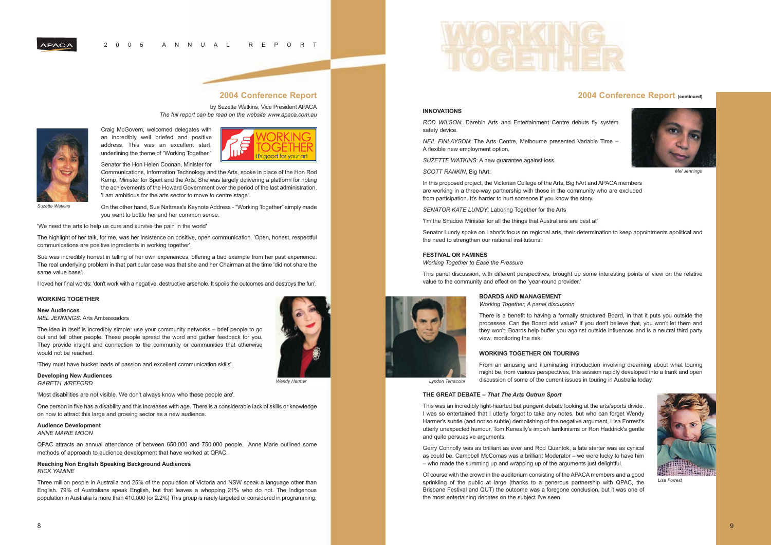## 2004 Conference Report

by Suzette Watkins, Vice President APACA
*The full report can be read on the website www.apaca.com.au*

Suzette Watkins

Craig McGovern, welcomed delegates with an incredibly well briefed and positive address. This was an excellent start, underlining the theme of "Working Together."

Senator the Hon Helen Coonan, Minister for Communications, Information Technology and the Arts, spoke in place of the Hon Rod Kemp, Minister for Sport and the Arts. She was largely delivering a platform for noting the achievements of the Howard Government over the period of the last administration. 'I am ambitious for the arts sector to move to centre stage'.

On the other hand, Sue Nattrass's Keynote Address - "Working Together" simply made you want to bottle her and her common sense.

'We need the arts to help us cure and survive the pain in the world'

The highlight of her talk, for me, was her insistence on positive, open communication. 'Open, honest, respectful communications are positive ingredients in working together'.

Sue was incredibly honest in telling of her own experiences, offering a bad example from her past experience. The real underlying problem in that particular case was that she and her Chairman at the time 'did not share the same value base'.

I loved her final words: 'don't work with a negative, destructive arsehole. It spoils the outcomes and destroys the fun'.

### WORKING TOGETHER

**New Audiences**
*MEL JENNINGS:* Arts Ambassadors

The idea in itself is incredibly simple: use your community networks – brief people to go out and tell other people. These people spread the word and gather feedback for you. They provide insight and connection to the community or communities that otherwise would not be reached.

'They must have bucket loads of passion and excellent communication skills'.

Wendy Harmer

**Developing New Audiences**
*GARETH WREFORD*

'Most disabilities are not visible. We don't always know who these people are'.

One person in five has a disability and this increases with age. There is a considerable lack of skills or knowledge on how to attract this large and growing sector as a new audience.

**Audience Development**
*ANNE MARIE MOON*

QPAC attracts an annual attendance of between 650,000 and 750,000 people. Anne Marie outlined some methods of approach to audience development that have worked at QPAC.

**Reaching Non English Speaking Background Audiences**
*RICK YAMINE*

Three million people in Australia and 25% of the population of Victoria and NSW speak a language other than English. 79% of Australians speak English, but that leaves a whopping 21% who do not. The Indigenous population in Australia is more than 410,000 (or 2.2%) This group is rarely targeted or considered in programming.

## 2004 Conference Report (continued)

### INNOVATIONS

*ROD WILSON*: Darebin Arts and Entertainment Centre debuts fly system safety device.

*NEIL FINLAYSON*: The Arts Centre, Melbourne presented Variable Time – A flexible new employment option.

*SUZETTE WATKINS*: A new guarantee against loss.

*SCOTT RANKIN*, Big hArt:

Mel Jennings

In this proposed project, the Victorian College of the Arts, Big hArt and APACA members are working in a three-way partnership with those in the community who are excluded from participation. It's harder to hurt someone if you know the story.

*SENATOR KATE LUNDY*: Laboring Together for the Arts

'I'm the Shadow Minister for all the things that Australians are best at'

Senator Lundy spoke on Labor's focus on regional arts, their determination to keep appointments apolitical and the need to strengthen our national institutions.

### FESTIVAL OR FAMINES

*Working Together to Ease the Pressure*

This panel discussion, with different perspectives, brought up some interesting points of view on the relative value to the community and effect on the 'year-round provider.'

### BOARDS AND MANAGEMENT

*Working Together, A panel discussion*

There is a benefit to having a formally structured Board, in that it puts you outside the processes. Can the Board add value? If you don't believe that, you won't let them and they won't. Boards help buffer you against outside influences and is a neutral third party view, monitoring the risk.

### WORKING TOGETHER ON TOURING

From an amusing and illuminating introduction involving dreaming about what touring might be, from various perspectives, this session rapidly developed into a frank and open discussion of some of the current issues in touring in Australia today.

Lyndon Terraccini

### THE GREAT DEBATE – *That The Arts Outrun Sport*

This was an incredibly light-hearted but pungent debate looking at the arts/sports divide. I was so entertained that I utterly forgot to take any notes, but who can forget Wendy Harmer's subtle (and not so subtle) demolishing of the negative argument, Lisa Forrest's utterly unexpected humour, Tom Keneally's impish larrikinisms or Ron Haddrick's gentle and quite persuasive arguments.

Gerry Connolly was as brilliant as ever and Rod Quantok, a late starter was as cynical as could be. Campbell McComas was a brilliant Moderator – we were lucky to have him – who made the summing up and wrapping up of the arguments just delightful.

Of course with the crowd in the auditorium consisting of the APACA members and a good sprinkling of the public at large (thanks to a generous partnership with QPAC, the Brisbane Festival and QUT) the outcome was a foregone conclusion, but it was one of the most entertaining debates on the subject I've seen.

Lisa Forrest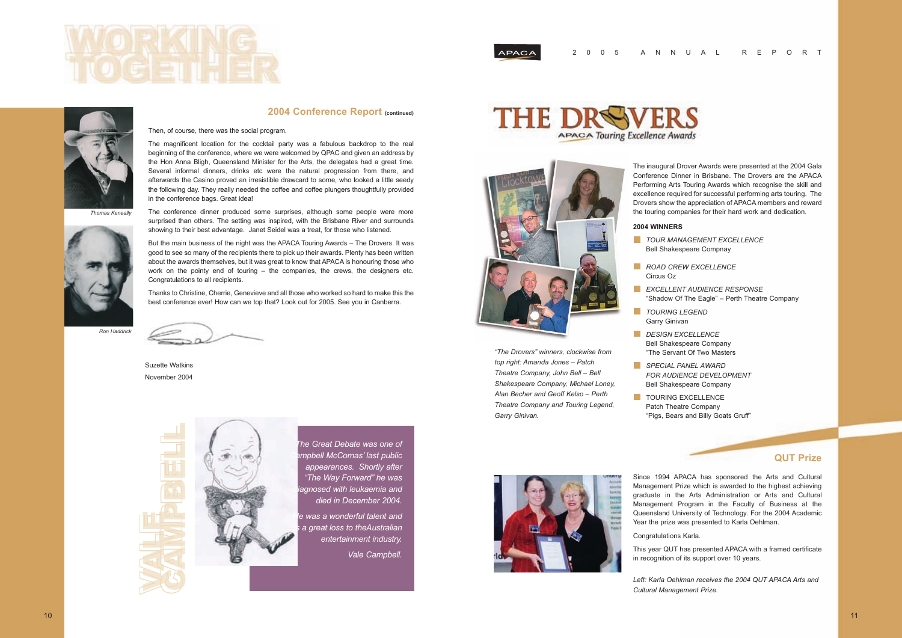# WORKING TOGETHER

## 2004 Conference Report (continued)

Then, of course, there was the social program.

The magnificent location for the cocktail party was a fabulous backdrop to the real beginning of the conference, where we were welcomed by QPAC and given an address by the Hon Anna Bligh, Queensland Minister for the Arts, the delegates had a great time. Several informal dinners, drinks etc were the natural progression from there, and afterwards the Casino proved an irresistible drawcard to some, who looked a little seedy the following day. They really needed the coffee and coffee plungers thoughtfully provided in the conference bags. Great idea!

The conference dinner produced some surprises, although some people were more surprised than others. The setting was inspired, with the Brisbane River and surrounds showing to their best advantage. Janet Seidel was a treat, for those who listened.

But the main business of the night was the APACA Touring Awards – The Drovers. It was good to see so many of the recipients there to pick up their awards. Plenty has been written about the awards themselves, but it was great to know that APACA is honouring those who work on the pointy end of touring – the companies, the crews, the designers etc. Congratulations to all recipients.

Thanks to Christine, Cherrie, Genevieve and all those who worked so hard to make this the best conference ever! How can we top that? Look out for 2005. See you in Canberra.

Suzette Watkins
November 2004

*Thomas Keneally*

*Ron Haddrick*

## VALE CAMPBELL

*The Great Debate was one of Campbell McComas' last public appearances. Shortly after "The Way Forward" he was diagnosed with leukaemia and died in December 2004.*

*He was a wonderful talent and is a great loss to theAustralian entertainment industry.*

*Vale Campbell.*

# THE DROVERS
### APACA Touring Excellence Awards

*"The Drovers" winners, clockwise from top right: Amanda Jones – Patch Theatre Company, John Bell – Bell Shakespeare Company, Michael Loney, Alan Becher and Geoff Kelso – Perth Theatre Company and Touring Legend, Garry Ginivan.*

The inaugural Drover Awards were presented at the 2004 Gala Conference Dinner in Brisbane. The Drovers are the APACA Performing Arts Touring Awards which recognise the skill and excellence required for successful performing arts touring. The Drovers show the appreciation of APACA members and reward the touring companies for their hard work and dedication.

**2004 WINNERS**

- *TOUR MANAGEMENT EXCELLENCE*
  Bell Shakespeare Compnay
- *ROAD CREW EXCELLENCE*
  Circus Oz
- *EXCELLENT AUDIENCE RESPONSE*
  "Shadow Of The Eagle" – Perth Theatre Company
- *TOURING LEGEND*
  Garry Ginivan
- *DESIGN EXCELLENCE*
  Bell Shakespeare Company
  "The Servant Of Two Masters
- *SPECIAL PANEL AWARD FOR AUDIENCE DEVELOPMENT*
  Bell Shakespeare Company
- TOURING EXCELLENCE
  Patch Theatre Company
  "Pigs, Bears and Billy Goats Gruff"

## QUT Prize

Since 1994 APACA has sponsored the Arts and Cultural Management Prize which is awarded to the highest achieving graduate in the Arts Administration or Arts and Cultural Management Program in the Faculty of Business at the Queensland University of Technology. For the 2004 Academic Year the prize was presented to Karla Oehlman.

Congratulations Karla.

This year QUT has presented APACA with a framed certificate in recognition of its support over 10 years.

*Left: Karla Oehlman receives the 2004 QUT APACA Arts and Cultural Management Prize.*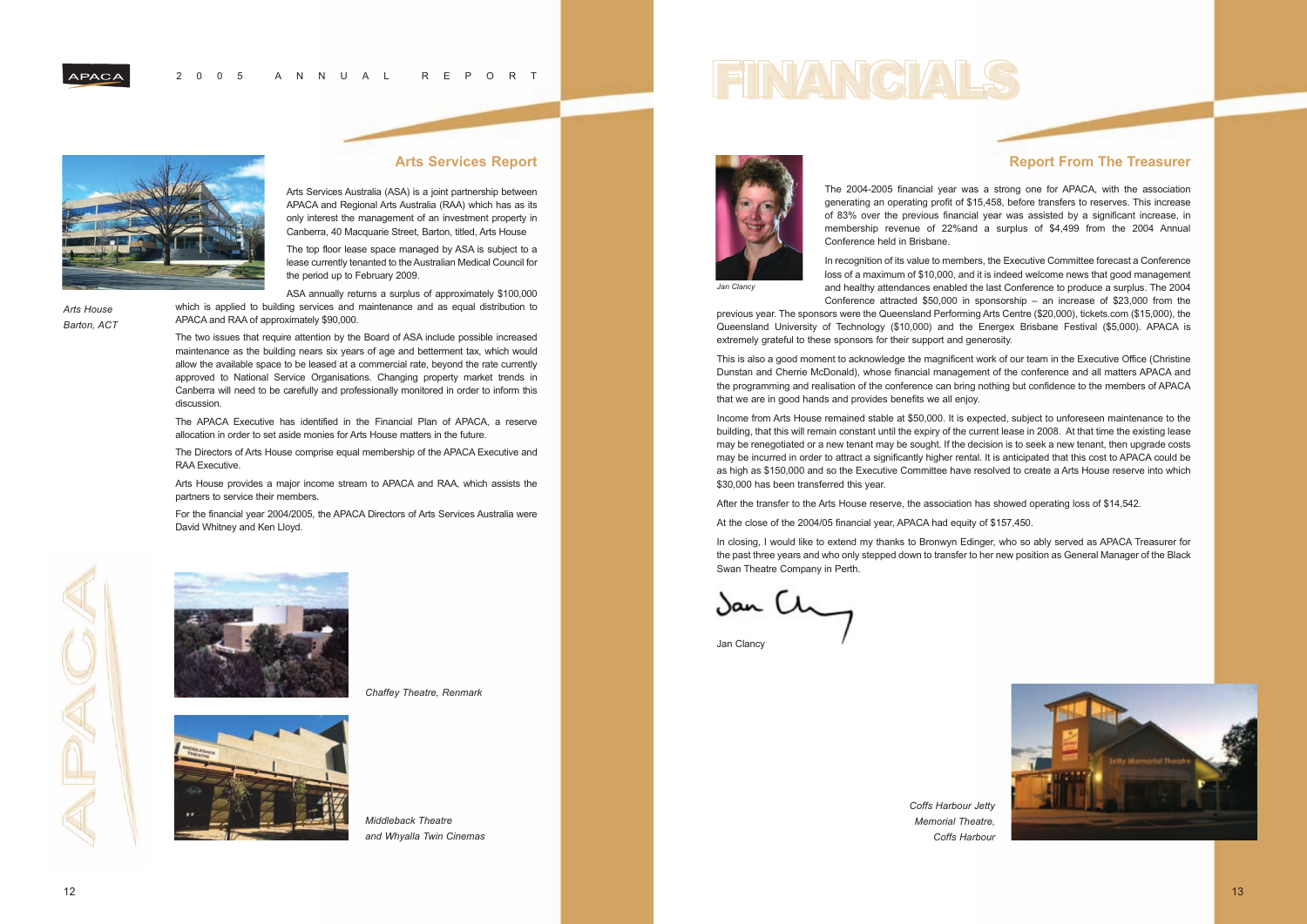## Arts Services Report

Arts Services Australia (ASA) is a joint partnership between APACA and Regional Arts Australia (RAA) which has as its only interest the management of an investment property in Canberra, 40 Macquarie Street, Barton, titled, Arts House

The top floor lease space managed by ASA is subject to a lease currently tenanted to the Australian Medical Council for the period up to February 2009.

ASA annually returns a surplus of approximately $100,000 which is applied to building services and maintenance and as equal distribution to APACA and RAA of approximately $90,000.

The two issues that require attention by the Board of ASA include possible increased maintenance as the building nears six years of age and betterment tax, which would allow the available space to be leased at a commercial rate, beyond the rate currently approved to National Service Organisations. Changing property market trends in Canberra will need to be carefully and professionally monitored in order to inform this discussion.

The APACA Executive has identified in the Financial Plan of APACA, a reserve allocation in order to set aside monies for Arts House matters in the future.

The Directors of Arts House comprise equal membership of the APACA Executive and RAA Executive.

Arts House provides a major income stream to APACA and RAA, which assists the partners to service their members.

For the financial year 2004/2005, the APACA Directors of Arts Services Australia were David Whitney and Ken Lloyd.

*Arts House Barton, ACT*

*Chaffey Theatre, Renmark*

*Middleback Theatre and Whyalla Twin Cinemas*

# FINANCIALS

## Report From The Treasurer

*Jan Clancy*

The 2004-2005 financial year was a strong one for APACA, with the association generating an operating profit of $15,458, before transfers to reserves. This increase of 83% over the previous financial year was assisted by a significant increase, in membership revenue of 22%and a surplus of $4,499 from the 2004 Annual Conference held in Brisbane.

In recognition of its value to members, the Executive Committee forecast a Conference loss of a maximum of $10,000, and it is indeed welcome news that good management and healthy attendances enabled the last Conference to produce a surplus. The 2004 Conference attracted $50,000 in sponsorship – an increase of $23,000 from the previous year. The sponsors were the Queensland Performing Arts Centre ($20,000), tickets.com ($15,000), the Queensland University of Technology ($10,000) and the Energex Brisbane Festival ($5,000). APACA is extremely grateful to these sponsors for their support and generosity.

This is also a good moment to acknowledge the magnificent work of our team in the Executive Office (Christine Dunstan and Cherrie McDonald), whose financial management of the conference and all matters APACA and the programming and realisation of the conference can bring nothing but confidence to the members of APACA that we are in good hands and provides benefits we all enjoy.

Income from Arts House remained stable at $50,000. It is expected, subject to unforeseen maintenance to the building, that this will remain constant until the expiry of the current lease in 2008. At that time the existing lease may be renegotiated or a new tenant may be sought. If the decision is to seek a new tenant, then upgrade costs may be incurred in order to attract a significantly higher rental. It is anticipated that this cost to APACA could be as high as $150,000 and so the Executive Committee have resolved to create a Arts House reserve into which $30,000 has been transferred this year.

After the transfer to the Arts House reserve, the association has showed operating loss of $14,542.

At the close of the 2004/05 financial year, APACA had equity of $157,450.

In closing, I would like to extend my thanks to Bronwyn Edinger, who so ably served as APACA Treasurer for the past three years and who only stepped down to transfer to her new position as General Manager of the Black Swan Theatre Company in Perth.

Jan Clancy

*Coffs Harbour Jetty Memorial Theatre, Coffs Harbour*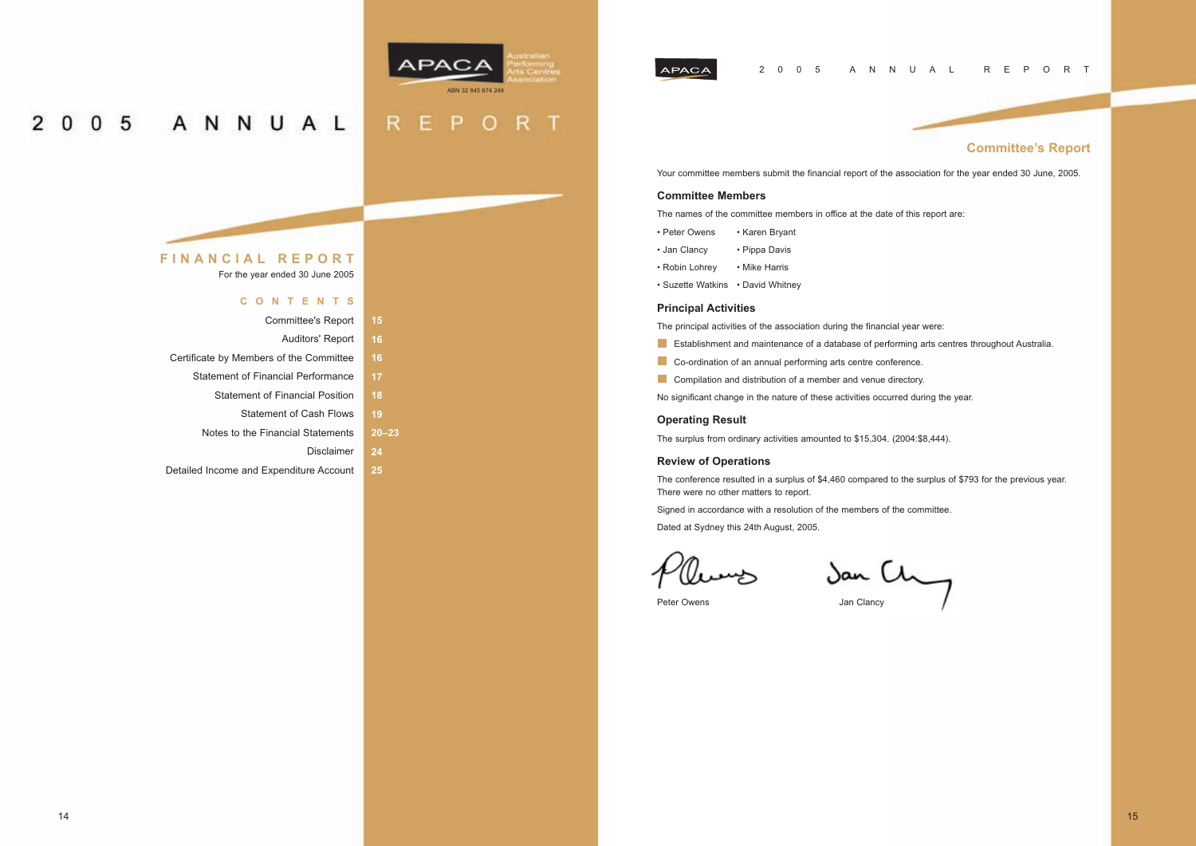# 2005 ANNUAL REPORT

## FINANCIAL REPORT

For the year ended 30 June 2005

### CONTENTS

| | |
|---|---|
| Committee's Report | 15 |
| Auditors' Report | 16 |
| Certificate by Members of the Committee | 16 |
| Statement of Financial Performance | 17 |
| Statement of Financial Position | 18 |
| Statement of Cash Flows | 19 |
| Notes to the Financial Statements | 20–23 |
| Disclaimer | 24 |
| Detailed Income and Expenditure Account | 25 |

APACA Australian Performing Arts Centres Association

ABN 32 845 674 248

## Committee's Report

Your committee members submit the financial report of the association for the year ended 30 June, 2005.

### Committee Members

The names of the committee members in office at the date of this report are:

- Peter Owens
- Jan Clancy
- Robin Lohrey
- Suzette Watkins
- Karen Bryant
- Pippa Davis
- Mike Harris
- David Whitney

### Principal Activities

The principal activities of the association during the financial year were:

- Establishment and maintenance of a database of performing arts centres throughout Australia.
- Co-ordination of an annual performing arts centre conference.
- Compilation and distribution of a member and venue directory.

No significant change in the nature of these activities occurred during the year.

### Operating Result

The surplus from ordinary activities amounted to $15,304. (2004:$8,444).

### Review of Operations

The conference resulted in a surplus of $4,460 compared to the surplus of $793 for the previous year.

There were no other matters to report.

Signed in accordance with a resolution of the members of the committee.

Dated at Sydney this 24th August, 2005.

Peter Owens

Jan Clancy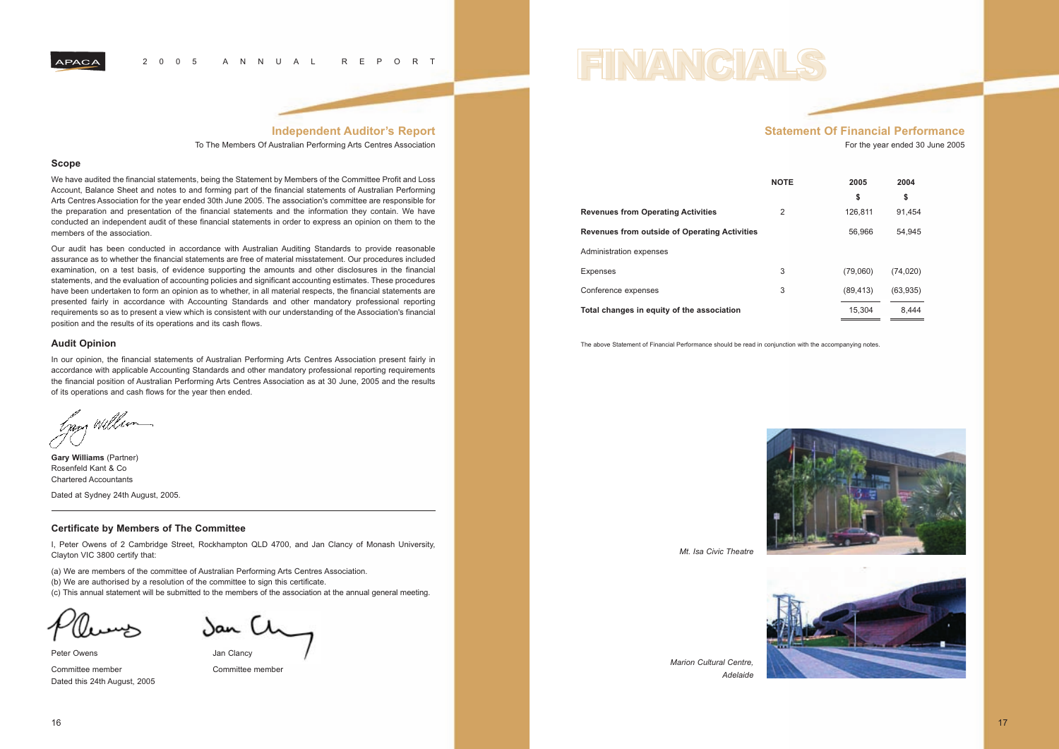## Independent Auditor's Report

To The Members Of Australian Performing Arts Centres Association

### Scope

We have audited the financial statements, being the Statement by Members of the Committee Profit and Loss Account, Balance Sheet and notes to and forming part of the financial statements of Australian Performing Arts Centres Association for the year ended 30th June 2005. The association's committee are responsible for the preparation and presentation of the financial statements and the information they contain. We have conducted an independent audit of these financial statements in order to express an opinion on them to the members of the association.

Our audit has been conducted in accordance with Australian Auditing Standards to provide reasonable assurance as to whether the financial statements are free of material misstatement. Our procedures included examination, on a test basis, of evidence supporting the amounts and other disclosures in the financial statements, and the evaluation of accounting policies and significant accounting estimates. These procedures have been undertaken to form an opinion as to whether, in all material respects, the financial statements are presented fairly in accordance with Accounting Standards and other mandatory professional reporting requirements so as to present a view which is consistent with our understanding of the Association's financial position and the results of its operations and its cash flows.

### Audit Opinion

In our opinion, the financial statements of Australian Performing Arts Centres Association present fairly in accordance with applicable Accounting Standards and other mandatory professional reporting requirements the financial position of Australian Performing Arts Centres Association as at 30 June, 2005 and the results of its operations and cash flows for the year then ended.

**Gary Williams** (Partner)
Rosenfeld Kant & Co
Chartered Accountants

Dated at Sydney 24th August, 2005.

### Certificate by Members of The Committee

I, Peter Owens of 2 Cambridge Street, Rockhampton QLD 4700, and Jan Clancy of Monash University, Clayton VIC 3800 certify that:

(a) We are members of the committee of Australian Performing Arts Centres Association.
(b) We are authorised by a resolution of the committee to sign this certificate.
(c) This annual statement will be submitted to the members of the association at the annual general meeting.

Peter Owens
Committee member

Jan Clancy
Committee member

Dated this 24th August, 2005

# FINANCIALS

## Statement Of Financial Performance

For the year ended 30 June 2005

| | NOTE | 2005 $ | 2004 $ |
|---|---|---|---|
| **Revenues from Operating Activities** | 2 | 126,811 | 91,454 |
| **Revenues from outside of Operating Activities** | | 56,966 | 54,945 |
| Administration expenses | | | |
| Expenses | 3 | (79,060) | (74,020) |
| Conference expenses | 3 | (89,413) | (63,935) |
| **Total changes in equity of the association** | | 15,304 | 8,444 |

The above Statement of Financial Performance should be read in conjunction with the accompanying notes.

*Mt. Isa Civic Theatre*

*Marion Cultural Centre, Adelaide*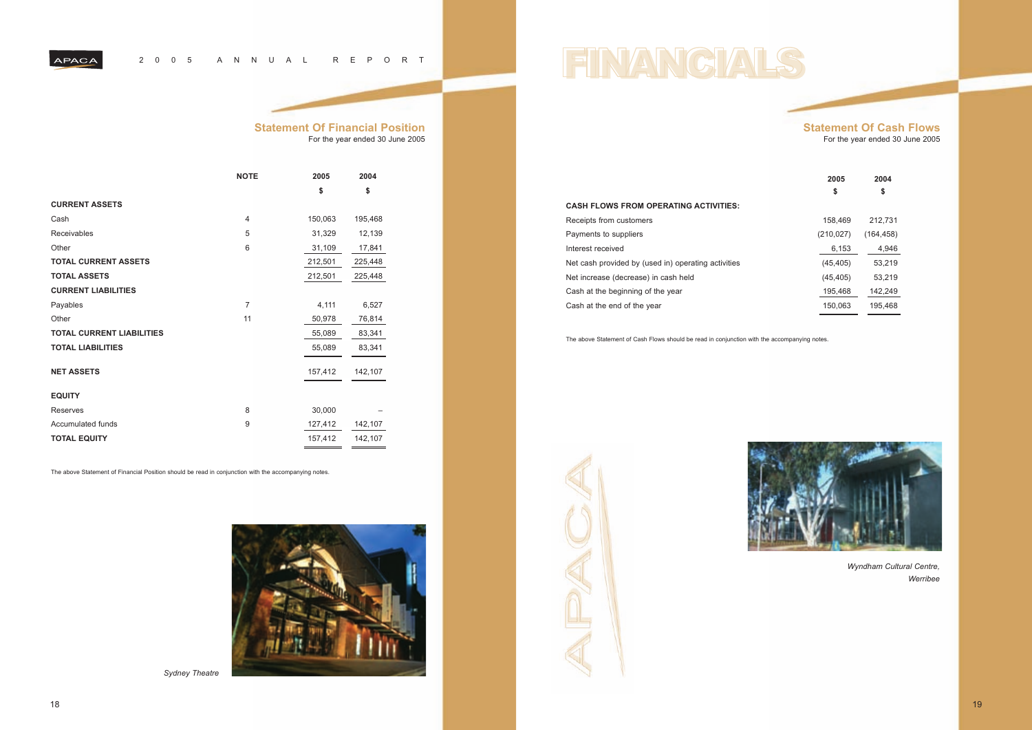# FINANCIALS

## Statement Of Financial Position

For the year ended 30 June 2005

| | NOTE | 2005 | 2004 |
|---|---|---|---|
| | | $ | $ |
| **CURRENT ASSETS** | | | |
| Cash | 4 | 150,063 | 195,468 |
| Receivables | 5 | 31,329 | 12,139 |
| Other | 6 | 31,109 | 17,841 |
| **TOTAL CURRENT ASSETS** | | 212,501 | 225,448 |
| **TOTAL ASSETS** | | 212,501 | 225,448 |
| **CURRENT LIABILITIES** | | | |
| Payables | 7 | 4,111 | 6,527 |
| Other | 11 | 50,978 | 76,814 |
| **TOTAL CURRENT LIABILITIES** | | 55,089 | 83,341 |
| **TOTAL LIABILITIES** | | 55,089 | 83,341 |
| **NET ASSETS** | | 157,412 | 142,107 |
| **EQUITY** | | | |
| Reserves | 8 | 30,000 | – |
| Accumulated funds | 9 | 127,412 | 142,107 |
| **TOTAL EQUITY** | | 157,412 | 142,107 |

The above Statement of Financial Position should be read in conjunction with the accompanying notes.

*Sydney Theatre*

## Statement Of Cash Flows

For the year ended 30 June 2005

| | 2005 | 2004 |
|---|---|---|
| | $ | $ |
| **CASH FLOWS FROM OPERATING ACTIVITIES:** | | |
| Receipts from customers | 158,469 | 212,731 |
| Payments to suppliers | (210,027) | (164,458) |
| Interest received | 6,153 | 4,946 |
| Net cash provided by (used in) operating activities | (45,405) | 53,219 |
| Net increase (decrease) in cash held | (45,405) | 53,219 |
| Cash at the beginning of the year | 195,468 | 142,249 |
| Cash at the end of the year | 150,063 | 195,468 |

The above Statement of Cash Flows should be read in conjunction with the accompanying notes.

*Wyndham Cultural Centre, Werribee*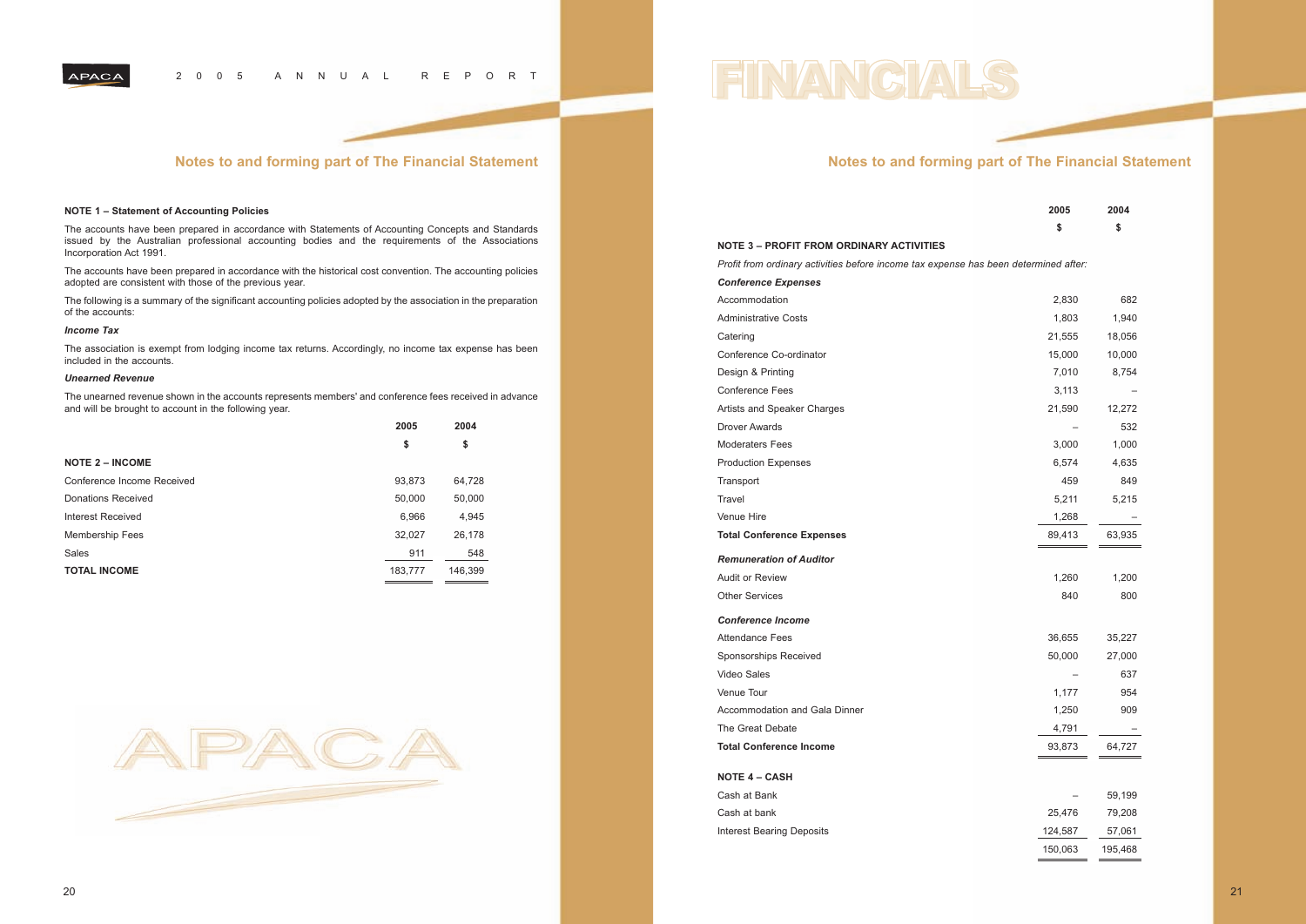## Notes to and forming part of The Financial Statement

**NOTE 1 – Statement of Accounting Policies**

The accounts have been prepared in accordance with Statements of Accounting Concepts and Standards issued by the Australian professional accounting bodies and the requirements of the Associations Incorporation Act 1991.

The accounts have been prepared in accordance with the historical cost convention. The accounting policies adopted are consistent with those of the previous year.

The following is a summary of the significant accounting policies adopted by the association in the preparation of the accounts:

***Income Tax***

The association is exempt from lodging income tax returns. Accordingly, no income tax expense has been included in the accounts.

***Unearned Revenue***

The unearned revenue shown in the accounts represents members' and conference fees received in advance and will be brought to account in the following year.

| | 2005 | 2004 |
|---|---|---|
| | $ | $ |
| **NOTE 2 – INCOME** | | |
| Conference Income Received | 93,873 | 64,728 |
| Donations Received | 50,000 | 50,000 |
| Interest Received | 6,966 | 4,945 |
| Membership Fees | 32,027 | 26,178 |
| Sales | 911 | 548 |
| **TOTAL INCOME** | 183,777 | 146,399 |

## Notes to and forming part of The Financial Statement

| | 2005 | 2004 |
|---|---|---|
| | $ | $ |
| **NOTE 3 – PROFIT FROM ORDINARY ACTIVITIES** | | |
| *Profit from ordinary activities before income tax expense has been determined after:* | | |
| ***Conference Expenses*** | | |
| Accommodation | 2,830 | 682 |
| Administrative Costs | 1,803 | 1,940 |
| Catering | 21,555 | 18,056 |
| Conference Co-ordinator | 15,000 | 10,000 |
| Design & Printing | 7,010 | 8,754 |
| Conference Fees | 3,113 | – |
| Artists and Speaker Charges | 21,590 | 12,272 |
| Drover Awards | – | 532 |
| Moderaters Fees | 3,000 | 1,000 |
| Production Expenses | 6,574 | 4,635 |
| Transport | 459 | 849 |
| Travel | 5,211 | 5,215 |
| Venue Hire | 1,268 | – |
| **Total Conference Expenses** | 89,413 | 63,935 |
| ***Remuneration of Auditor*** | | |
| Audit or Review | 1,260 | 1,200 |
| Other Services | 840 | 800 |
| ***Conference Income*** | | |
| Attendance Fees | 36,655 | 35,227 |
| Sponsorships Received | 50,000 | 27,000 |
| Video Sales | – | 637 |
| Venue Tour | 1,177 | 954 |
| Accommodation and Gala Dinner | 1,250 | 909 |
| The Great Debate | 4,791 | – |
| **Total Conference Income** | 93,873 | 64,727 |
| **NOTE 4 – CASH** | | |
| Cash at Bank | – | 59,199 |
| Cash at bank | 25,476 | 79,208 |
| Interest Bearing Deposits | 124,587 | 57,061 |
| | 150,063 | 195,468 |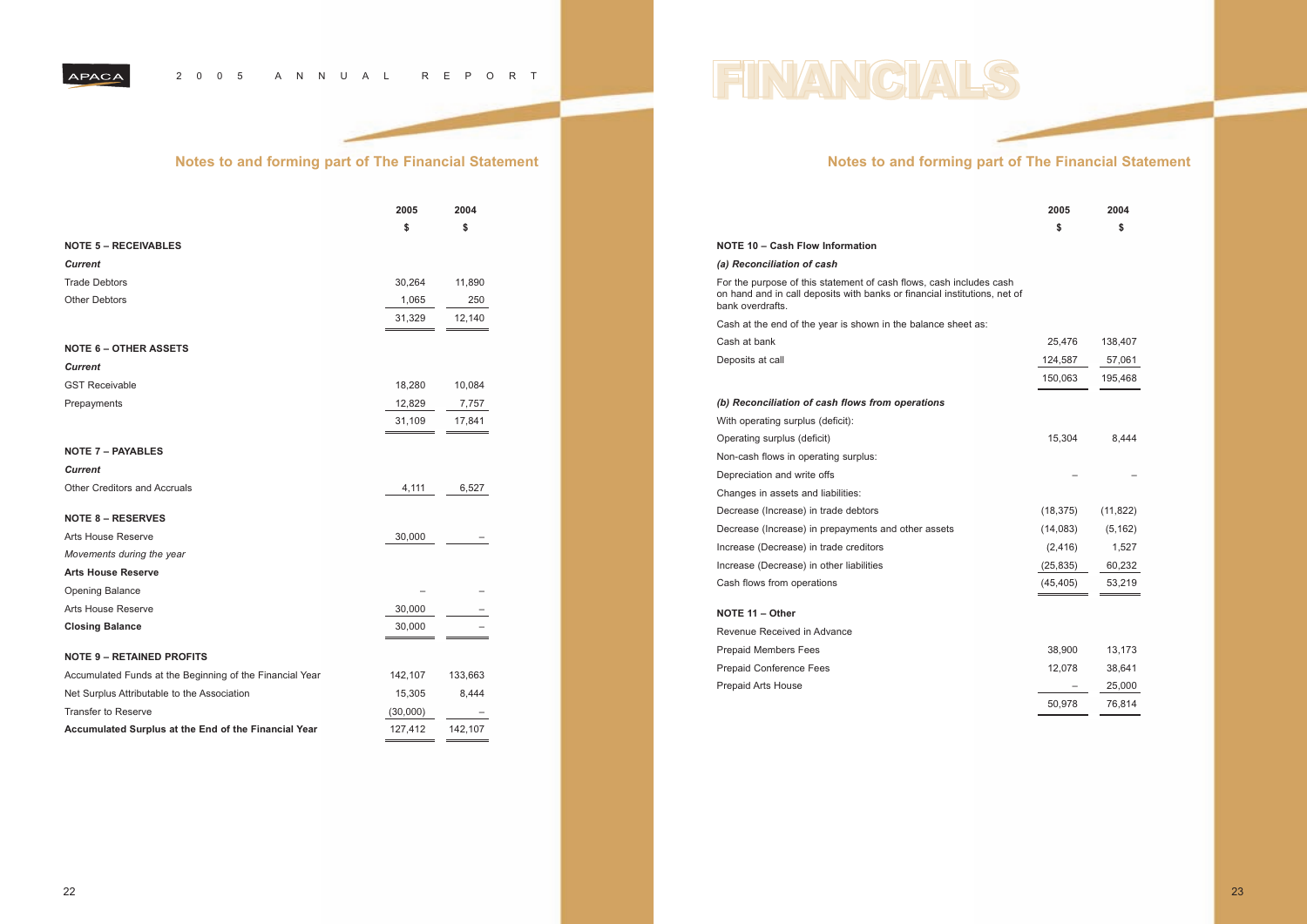# FINANCIALS

## Notes to and forming part of The Financial Statement

| | 2005 | 2004 |
|---|---|---|
| | $ | $ |
| **NOTE 5 – RECEIVABLES** | | |
| ***Current*** | | |
| Trade Debtors | 30,264 | 11,890 |
| Other Debtors | 1,065 | 250 |
| | 31,329 | 12,140 |
| **NOTE 6 – OTHER ASSETS** | | |
| ***Current*** | | |
| GST Receivable | 18,280 | 10,084 |
| Prepayments | 12,829 | 7,757 |
| | 31,109 | 17,841 |
| **NOTE 7 – PAYABLES** | | |
| ***Current*** | | |
| Other Creditors and Accruals | 4,111 | 6,527 |
| **NOTE 8 – RESERVES** | | |
| Arts House Reserve | 30,000 | – |
| *Movements during the year* | | |
| **Arts House Reserve** | | |
| Opening Balance | – | – |
| Arts House Reserve | 30,000 | – |
| **Closing Balance** | 30,000 | – |
| **NOTE 9 – RETAINED PROFITS** | | |
| Accumulated Funds at the Beginning of the Financial Year | 142,107 | 133,663 |
| Net Surplus Attributable to the Association | 15,305 | 8,444 |
| Transfer to Reserve | (30,000) | – |
| **Accumulated Surplus at the End of the Financial Year** | 127,412 | 142,107 |

## Notes to and forming part of The Financial Statement

| | 2005 | 2004 |
|---|---|---|
| | $ | $ |
| **NOTE 10 – Cash Flow Information** | | |
| ***(a) Reconciliation of cash*** | | |
| For the purpose of this statement of cash flows, cash includes cash on hand and in call deposits with banks or financial institutions, net of bank overdrafts. | | |
| Cash at the end of the year is shown in the balance sheet as: | | |
| Cash at bank | 25,476 | 138,407 |
| Deposits at call | 124,587 | 57,061 |
| | 150,063 | 195,468 |
| ***(b) Reconciliation of cash flows from operations*** | | |
| With operating surplus (deficit): | | |
| Operating surplus (deficit) | 15,304 | 8,444 |
| Non-cash flows in operating surplus: | | |
| Depreciation and write offs | – | – |
| Changes in assets and liabilities: | | |
| Decrease (Increase) in trade debtors | (18,375) | (11,822) |
| Decrease (Increase) in prepayments and other assets | (14,083) | (5,162) |
| Increase (Decrease) in trade creditors | (2,416) | 1,527 |
| Increase (Decrease) in other liabilities | (25,835) | 60,232 |
| Cash flows from operations | (45,405) | 53,219 |
| **NOTE 11 – Other** | | |
| Revenue Received in Advance | | |
| Prepaid Members Fees | 38,900 | 13,173 |
| Prepaid Conference Fees | 12,078 | 38,641 |
| Prepaid Arts House | – | 25,000 |
| | 50,978 | 76,814 |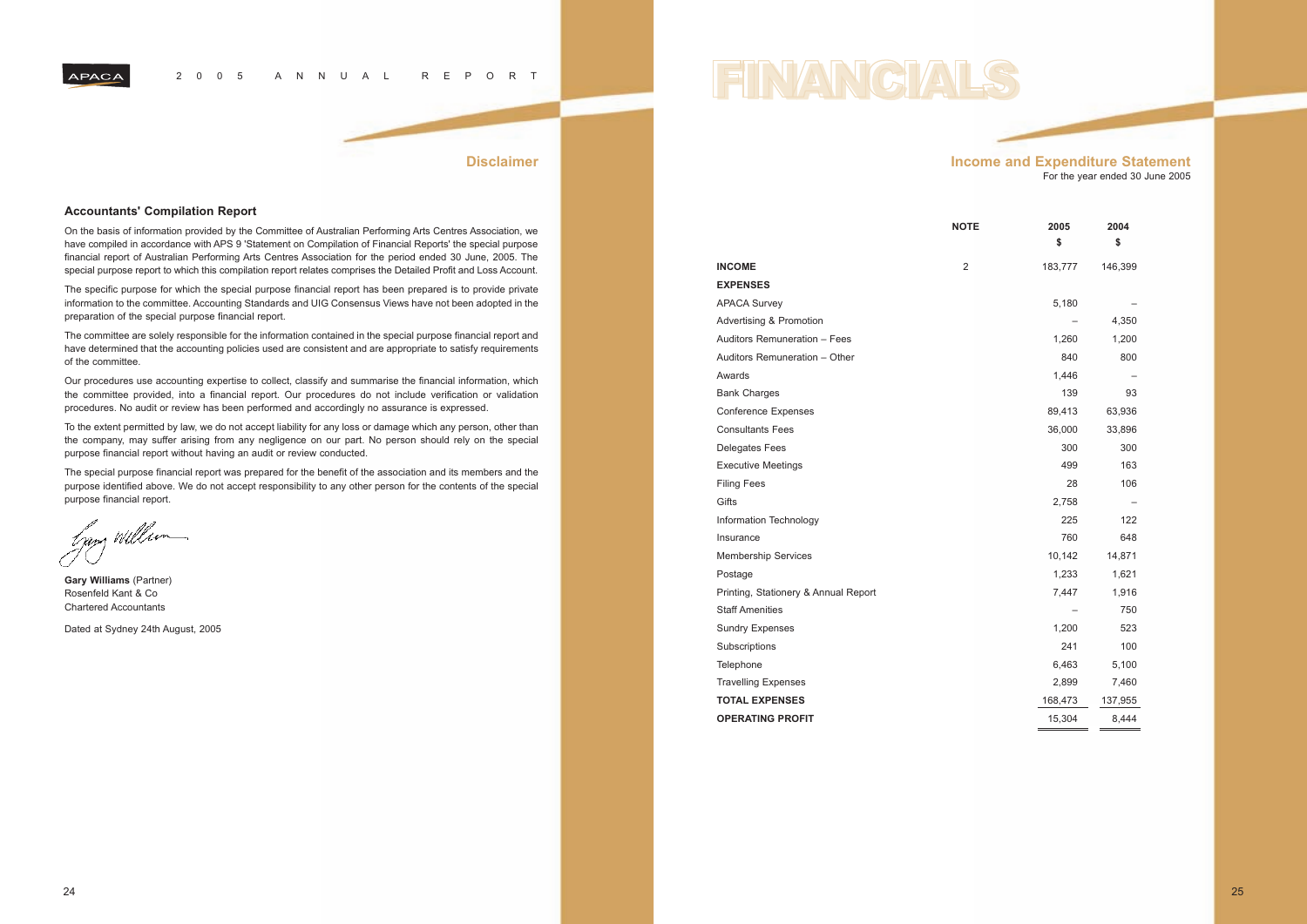## Disclaimer

### Accountants' Compilation Report

On the basis of information provided by the Committee of Australian Performing Arts Centres Association, we have compiled in accordance with APS 9 'Statement on Compilation of Financial Reports' the special purpose financial report of Australian Performing Arts Centres Association for the period ended 30 June, 2005. The special purpose report to which this compilation report relates comprises the Detailed Profit and Loss Account.

The specific purpose for which the special purpose financial report has been prepared is to provide private information to the committee. Accounting Standards and UIG Consensus Views have not been adopted in the preparation of the special purpose financial report.

The committee are solely responsible for the information contained in the special purpose financial report and have determined that the accounting policies used are consistent and are appropriate to satisfy requirements of the committee.

Our procedures use accounting expertise to collect, classify and summarise the financial information, which the committee provided, into a financial report. Our procedures do not include verification or validation procedures. No audit or review has been performed and accordingly no assurance is expressed.

To the extent permitted by law, we do not accept liability for any loss or damage which any person, other than the company, may suffer arising from any negligence on our part. No person should rely on the special purpose financial report without having an audit or review conducted.

The special purpose financial report was prepared for the benefit of the association and its members and the purpose identified above. We do not accept responsibility to any other person for the contents of the special purpose financial report.

**Gary Williams** (Partner)
Rosenfeld Kant & Co
Chartered Accountants

Dated at Sydney 24th August, 2005

# FINANCIALS

## Income and Expenditure Statement

For the year ended 30 June 2005

| | NOTE | 2005 $ | 2004 $ |
|---|---|---|---|
| **INCOME** | 2 | 183,777 | 146,399 |
| **EXPENSES** | | | |
| APACA Survey | | 5,180 | – |
| Advertising & Promotion | | – | 4,350 |
| Auditors Remuneration – Fees | | 1,260 | 1,200 |
| Auditors Remuneration – Other | | 840 | 800 |
| Awards | | 1,446 | – |
| Bank Charges | | 139 | 93 |
| Conference Expenses | | 89,413 | 63,936 |
| Consultants Fees | | 36,000 | 33,896 |
| Delegates Fees | | 300 | 300 |
| Executive Meetings | | 499 | 163 |
| Filing Fees | | 28 | 106 |
| Gifts | | 2,758 | – |
| Information Technology | | 225 | 122 |
| Insurance | | 760 | 648 |
| Membership Services | | 10,142 | 14,871 |
| Postage | | 1,233 | 1,621 |
| Printing, Stationery & Annual Report | | 7,447 | 1,916 |
| Staff Amenities | | – | 750 |
| Sundry Expenses | | 1,200 | 523 |
| Subscriptions | | 241 | 100 |
| Telephone | | 6,463 | 5,100 |
| Travelling Expenses | | 2,899 | 7,460 |
| **TOTAL EXPENSES** | | 168,473 | 137,955 |
| **OPERATING PROFIT** | | 15,304 | 8,444 |